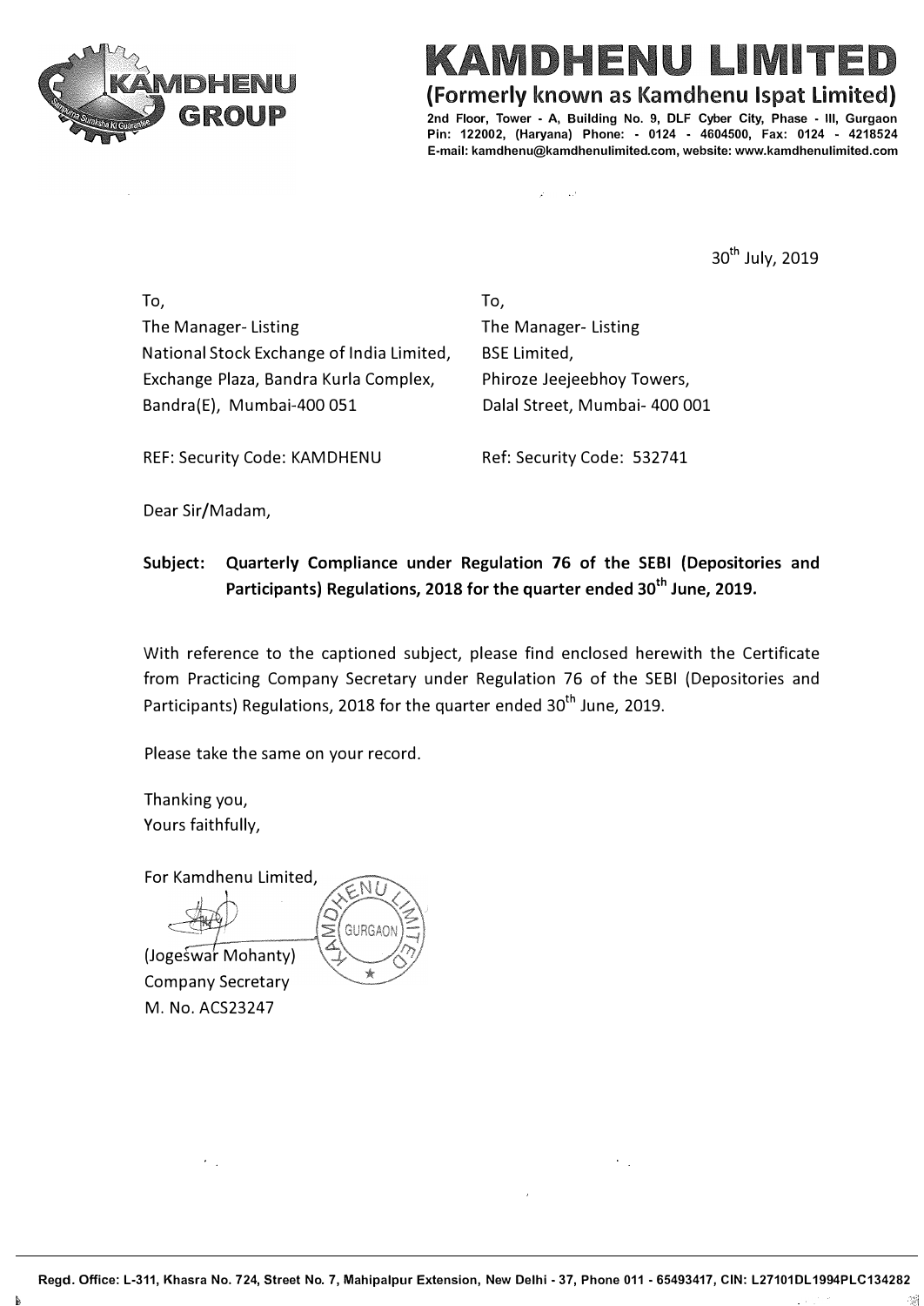# KAMDHENU LIMITED

**(Formerly known as Kamdhenu Ispat Limited)**

**2nd Floor, Tower - A, Building No. 9, DLF Cyber City, Phase - III, Gurgaon Pin: 122002, (Haryana) Phone: - 0124 - 4604500, Fax: 0124 - 4218524 E-mail: kamdhenu@kamdhenulimited.com, website: www.kamdhenulimited.com**

30th July, 2019

To,
The Manager- Listing
National Stock Exchange of India Limited,
Exchange Plaza, Bandra Kurla Complex,
Bandra(E), Mumbai-400 051

REF: Security Code: KAMDHENU

To,
The Manager- Listing
BSE Limited,
Phiroze Jeejeebhoy Towers,
Dalal Street, Mumbai- 400 001

Ref: Security Code: 532741

Dear Sir/Madam,

**Subject: Quarterly Compliance under Regulation 76 of the SEBI (Depositories and Participants) Regulations, 2018 for the quarter ended 30th June, 2019.**

With reference to the captioned subject, please find enclosed herewith the Certificate from Practicing Company Secretary under Regulation 76 of the SEBI (Depositories and Participants) Regulations, 2018 for the quarter ended 30th June, 2019.

Please take the same on your record.

Thanking you,
Yours faithfully,

For Kamdhenu Limited,

(Jogeswar Mohanty)
Company Secretary
M. No. ACS23247

**Regd. Office: L-311, Khasra No. 724, Street No. 7, Mahipalpur Extension, New Delhi - 37, Phone 011 - 65493417, CIN: L27101DL1994PLC134282**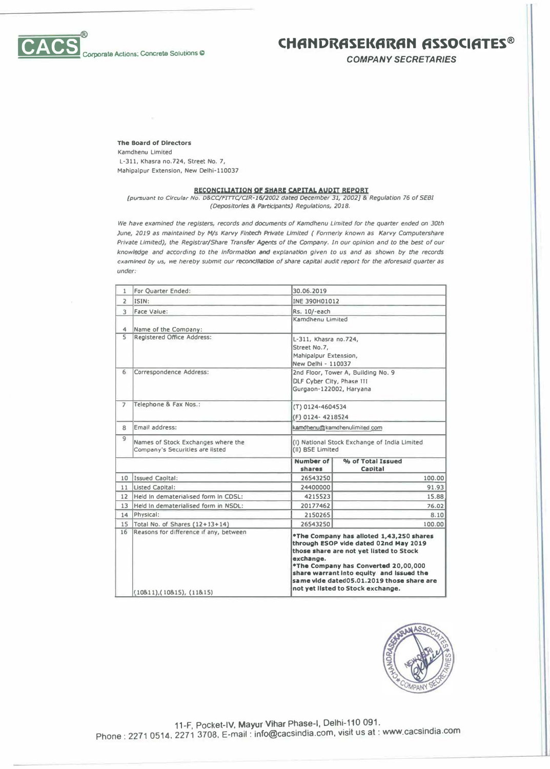# CHANDRASEKARAN ASSOCIATES®

*COMPANY SECRETARIES*

CACS® Corporate Actions; Concrete Solutions ©

**The Board of Directors**
Kamdhenu Limited
L-311, Khasra no.724, Street No. 7,
Mahipalpur Extension, New Delhi-110037

**RECONCILIATION OF SHARE CAPITAL AUDIT REPORT**

*[pursuant to Circular No. D&CC/FITTC/CIR-16/2002 dated December 31, 2002] & Regulation 76 of SEBI (Depositories & Participants) Regulations, 2018.*

*We have examined the registers, records and documents of Kamdhenu Limited for the quarter ended on 30th June, 2019 as maintained by M/s Karvy Fintech Private Limited ( Formerly known as Karvy Computershare Private Limited), the Registrar/Share Transfer Agents of the Company. In our opinion and to the best of our knowledge and according to the information and explanation given to us and as shown by the records examined by us, we hereby submit our reconciliation of share capital audit report for the aforesaid quarter as under:*

| | | | |
|---|---|---|---|
| 1 | For Quarter Ended: | 30.06.2019 | |
| 2 | ISIN: | INE 390H01012 | |
| 3 | Face Value: | Rs. 10/-each | |
| 4 | Name of the Company: | Kamdhenu Limited | |
| 5 | Registered Office Address: | L-311, Khasra no.724, Street No.7, Mahipalpur Extension, New Delhi - 110037 | |
| 6 | Correspondence Address: | 2nd Floor, Tower A, Building No. 9 DLF Cyber City, Phase III Gurgaon-122002, Haryana | |
| 7 | Telephone & Fax Nos.: | (T) 0124-4604534 (F) 0124- 4218524 | |
| 8 | Email address: | kamdhenu@kamdhenulimited.com | |
| 9 | Names of Stock Exchanges where the Company's Securities are listed | (I) National Stock Exchange of India Limited (II) BSE Limited | |
| | | **Number of shares** | **% of Total Issued Capital** |
| 10 | Issued Capital: | 26543250 | 100.00 |
| 11 | Listed Capital: | 24400000 | 91.93 |
| 12 | Held in dematerialised form in CDSL: | 4215523 | 15.88 |
| 13 | Held in dematerialised form in NSDL: | 20177462 | 76.02 |
| 14 | Physical: | 2150265 | 8.10 |
| 15 | Total No. of Shares (12+13+14) | 26543250 | 100.00 |
| 16 | Reasons for difference if any, between (10&11),(10&15), (11&15) | **•The Company has alloted 1,43,250 shares through ESOP vide dated 02nd May 2019 those share are not yet listed to Stock exchange. •The Company has Converted 20,00,000 share warrant into equity and issued the same vide dated05.01.2019 those share are not yet listed to Stock exchange.** | |

11-F, Pocket-IV, Mayur Vihar Phase-I, Delhi-110 091.
Phone : 2271 0514, 2271 3708, E-mail : info@cacsindia.com, visit us at : www.cacsindia.com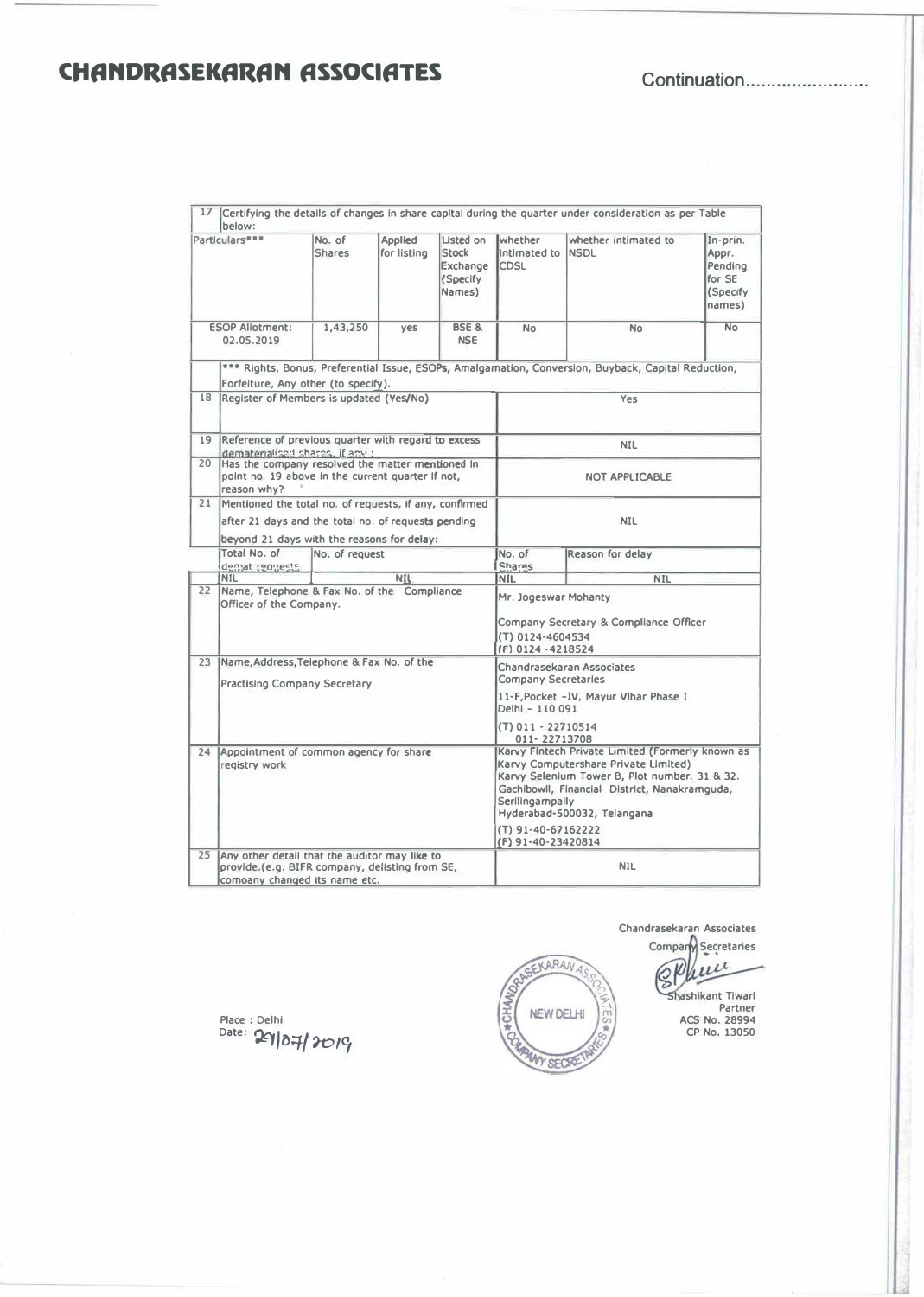# CHANDRASEKARAN ASSOCIATES

Continuation........................

| | | | | | | | |
|---|---|---|---|---|---|---|---|
| 17 | Certifying the details of changes in share capital during the quarter under consideration as per Table below: | | | | | | |
| Particulars*** | | No. of Shares | Applied for listing | Listed on Stock Exchange (Specify Names) | whether intimated to CDSL | whether intimated to NSDL | In-prin. Appr. Pending for SE (Specify names) |
| ESOP Allotment: 02.05.2019 | | 1,43,250 | yes | BSE & NSE | No | No | No |
| | *** Rights, Bonus, Preferential Issue, ESOPs, Amalgamation, Conversion, Buyback, Capital Reduction, Forfeiture, Any other (to specify). | | | | | | |

| | | |
|---|---|---|
| 18 | Register of Members is updated (Yes/No) | Yes |
| 19 | Reference of previous quarter with regard to excess dematerialised shares, if any : | NIL |
| 20 | Has the company resolved the matter mentioned in point no. 19 above in the current quarter if not, reason why? | NOT APPLICABLE |
| 21 | Mentioned the total no. of requests, if any, confirmed after 21 days and the total no. of requests pending beyond 21 days with the reasons for delay: | NIL |

| Total No. of demat requests | No. of request | No. of Shares | Reason for delay |
|---|---|---|---|
| NIL | NIL | NIL | NIL |

| | | |
|---|---|---|
| 22 | Name, Telephone & Fax No. of the Compliance Officer of the Company. | Mr. Jogeswar Mohanty<br><br>Company Secretary & Compliance Officer<br>(T) 0124-4604534<br>(F) 0124 -4218524 |
| 23 | Name, Address, Telephone & Fax No. of the Practising Company Secretary | Chandrasekaran Associates<br>Company Secretaries<br>11-F, Pocket -IV, Mayur Vihar Phase I<br>Delhi - 110 091<br>(T) 011 - 22710514<br>011- 22713708 |
| 24 | Appointment of common agency for share registry work | Karvy Fintech Private Limited (Formerly known as Karvy Computershare Private Limited)<br>Karvy Selenium Tower B, Plot number. 31 & 32. Gachibowli, Financial District, Nanakramguda, Serilingampally<br>Hyderabad-500032, Telangana<br>(T) 91-40-67162222<br>(F) 91-40-23420814 |
| 25 | Any other detail that the auditor may like to provide.(e.g. BIFR company, delisting from SE, comoany changed its name etc. | NIL |

Chandrasekaran Associates
Company Secretaries

Shashikant Tiwari
Partner
ACS No. 28994
CP No. 13050

Place : Delhi
Date: 29/07/2019